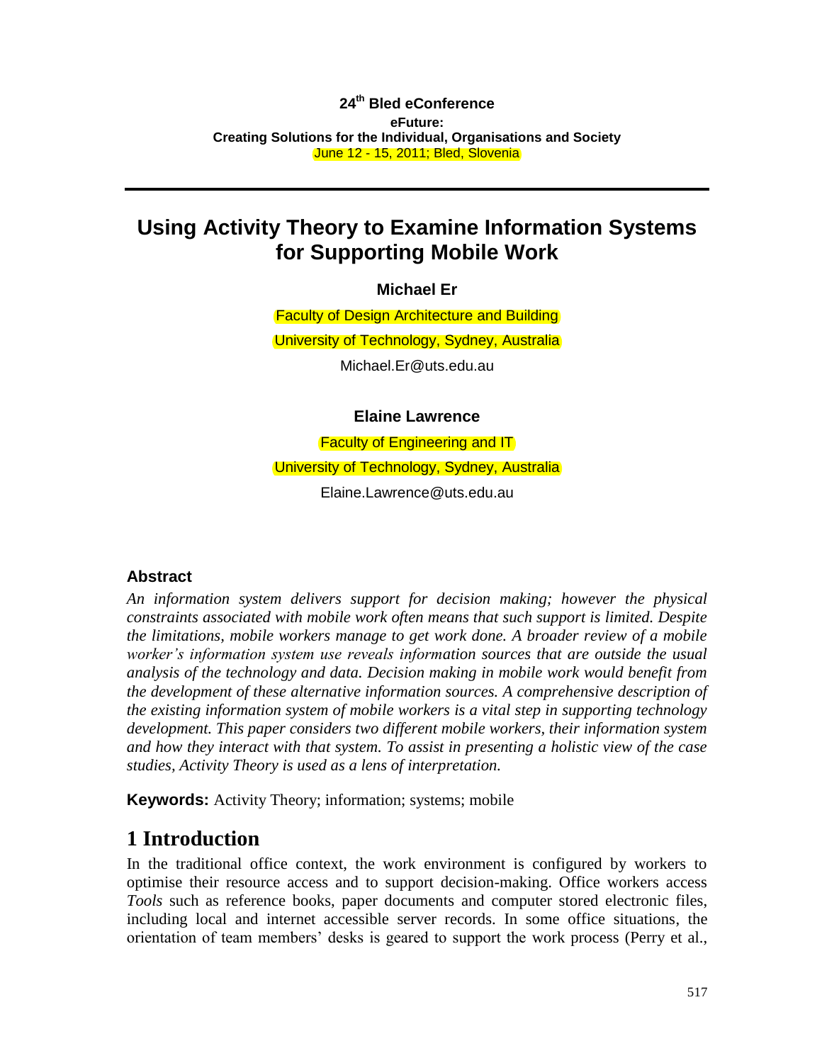**24th Bled eConference**

**eFuture:**

**Creating Solutions for the Individual, Organisations and Society**

June 12 - 15, 2011; Bled, Slovenia

# Using Activity Theory to Examine Information Systems for Supporting Mobile Work

**Michael Er**

Faculty of Design Architecture and Building

University of Technology, Sydney, Australia

Michael.Er@uts.edu.au

**Elaine Lawrence**

Faculty of Engineering and IT

University of Technology, Sydney, Australia

Elaine.Lawrence@uts.edu.au

## Abstract

*An information system delivers support for decision making; however the physical constraints associated with mobile work often means that such support is limited. Despite the limitations, mobile workers manage to get work done. A broader review of a mobile worker's information system use reveals information sources that are outside the usual analysis of the technology and data. Decision making in mobile work would benefit from the development of these alternative information sources. A comprehensive description of the existing information system of mobile workers is a vital step in supporting technology development. This paper considers two different mobile workers, their information system and how they interact with that system. To assist in presenting a holistic view of the case studies, Activity Theory is used as a lens of interpretation.*

**Keywords:** Activity Theory; information; systems; mobile

## 1 Introduction

In the traditional office context, the work environment is configured by workers to optimise their resource access and to support decision-making. Office workers access *Tools* such as reference books, paper documents and computer stored electronic files, including local and internet accessible server records. In some office situations, the orientation of team members' desks is geared to support the work process (Perry et al.,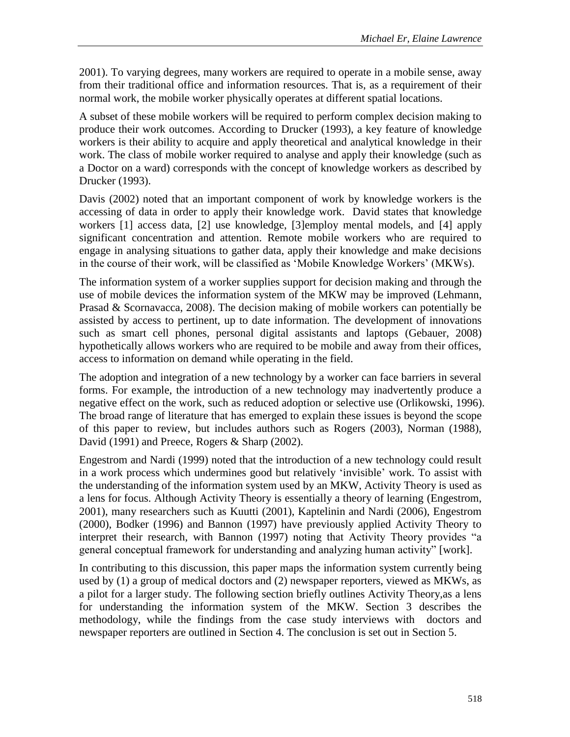2001). To varying degrees, many workers are required to operate in a mobile sense, away from their traditional office and information resources. That is, as a requirement of their normal work, the mobile worker physically operates at different spatial locations.

A subset of these mobile workers will be required to perform complex decision making to produce their work outcomes. According to Drucker (1993), a key feature of knowledge workers is their ability to acquire and apply theoretical and analytical knowledge in their work. The class of mobile worker required to analyse and apply their knowledge (such as a Doctor on a ward) corresponds with the concept of knowledge workers as described by Drucker (1993).

Davis (2002) noted that an important component of work by knowledge workers is the accessing of data in order to apply their knowledge work. David states that knowledge workers [1] access data, [2] use knowledge, [3]employ mental models, and [4] apply significant concentration and attention. Remote mobile workers who are required to engage in analysing situations to gather data, apply their knowledge and make decisions in the course of their work, will be classified as 'Mobile Knowledge Workers' (MKWs).

The information system of a worker supplies support for decision making and through the use of mobile devices the information system of the MKW may be improved (Lehmann, Prasad & Scornavacca, 2008). The decision making of mobile workers can potentially be assisted by access to pertinent, up to date information. The development of innovations such as smart cell phones, personal digital assistants and laptops (Gebauer, 2008) hypothetically allows workers who are required to be mobile and away from their offices, access to information on demand while operating in the field.

The adoption and integration of a new technology by a worker can face barriers in several forms. For example, the introduction of a new technology may inadvertently produce a negative effect on the work, such as reduced adoption or selective use (Orlikowski, 1996). The broad range of literature that has emerged to explain these issues is beyond the scope of this paper to review, but includes authors such as Rogers (2003), Norman (1988), David (1991) and Preece, Rogers & Sharp (2002).

Engestrom and Nardi (1999) noted that the introduction of a new technology could result in a work process which undermines good but relatively 'invisible' work. To assist with the understanding of the information system used by an MKW, Activity Theory is used as a lens for focus. Although Activity Theory is essentially a theory of learning (Engestrom, 2001), many researchers such as Kuutti (2001), Kaptelinin and Nardi (2006), Engestrom (2000), Bodker (1996) and Bannon (1997) have previously applied Activity Theory to interpret their research, with Bannon (1997) noting that Activity Theory provides "a general conceptual framework for understanding and analyzing human activity" [work].

In contributing to this discussion, this paper maps the information system currently being used by (1) a group of medical doctors and (2) newspaper reporters, viewed as MKWs, as a pilot for a larger study. The following section briefly outlines Activity Theory,as a lens for understanding the information system of the MKW. Section 3 describes the methodology, while the findings from the case study interviews with doctors and newspaper reporters are outlined in Section 4. The conclusion is set out in Section 5.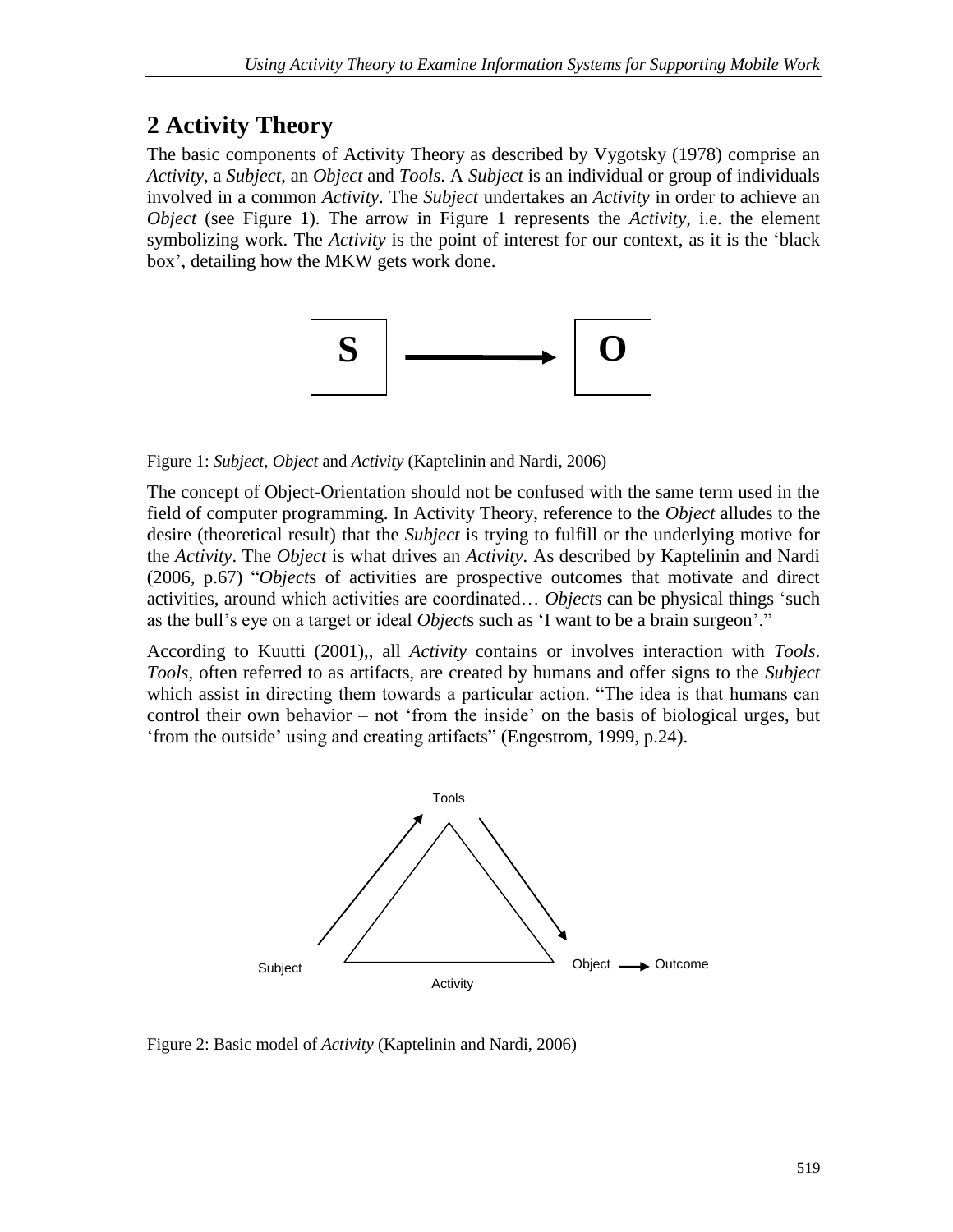## 2 Activity Theory

The basic components of Activity Theory as described by Vygotsky (1978) comprise an *Activity*, a *Subject*, an *Object* and *Tools*. A *Subject* is an individual or group of individuals involved in a common *Activity*. The *Subject* undertakes an *Activity* in order to achieve an *Object* (see Figure 1). The arrow in Figure 1 represents the *Activity*, i.e. the element symbolizing work. The *Activity* is the point of interest for our context, as it is the 'black box', detailing how the MKW gets work done.

S

O

Figure 1: *Subject*, *Object* and *Activity* (Kaptelinin and Nardi, 2006)

The concept of Object-Orientation should not be confused with the same term used in the field of computer programming. In Activity Theory, reference to the *Object* alludes to the desire (theoretical result) that the *Subject* is trying to fulfill or the underlying motive for the *Activity*. The *Object* is what drives an *Activity*. As described by Kaptelinin and Nardi (2006, p.67) "*Object*s of activities are prospective outcomes that motivate and direct activities, around which activities are coordinated… *Object*s can be physical things 'such as the bull's eye on a target or ideal *Object*s such as 'I want to be a brain surgeon'."

According to Kuutti (2001),, all *Activity* contains or involves interaction with *Tools*. *Tools*, often referred to as artifacts, are created by humans and offer signs to the *Subject* which assist in directing them towards a particular action. "The idea is that humans can control their own behavior – not 'from the inside' on the basis of biological urges, but 'from the outside' using and creating artifacts" (Engestrom, 1999, p.24).

Tools

Subject

Activity

Object

Outcome

Figure 2: Basic model of *Activity* (Kaptelinin and Nardi, 2006)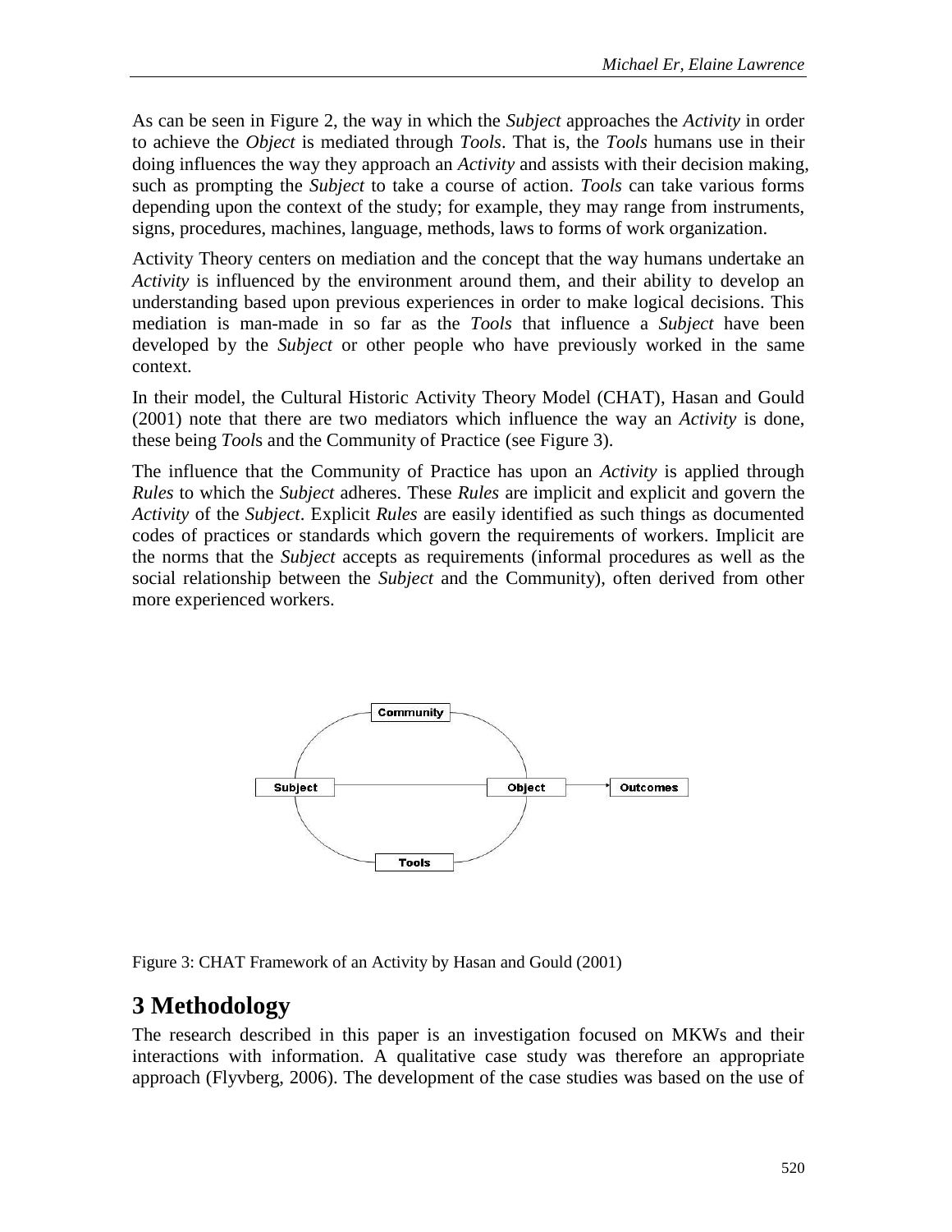As can be seen in Figure 2, the way in which the *Subject* approaches the *Activity* in order to achieve the *Object* is mediated through *Tools*. That is, the *Tools* humans use in their doing influences the way they approach an *Activity* and assists with their decision making, such as prompting the *Subject* to take a course of action. *Tools* can take various forms depending upon the context of the study; for example, they may range from instruments, signs, procedures, machines, language, methods, laws to forms of work organization.

Activity Theory centers on mediation and the concept that the way humans undertake an *Activity* is influenced by the environment around them, and their ability to develop an understanding based upon previous experiences in order to make logical decisions. This mediation is man-made in so far as the *Tools* that influence a *Subject* have been developed by the *Subject* or other people who have previously worked in the same context.

In their model, the Cultural Historic Activity Theory Model (CHAT), Hasan and Gould (2001) note that there are two mediators which influence the way an *Activity* is done, these being *Tool*s and the Community of Practice (see Figure 3).

The influence that the Community of Practice has upon an *Activity* is applied through *Rules* to which the *Subject* adheres. These *Rules* are implicit and explicit and govern the *Activity* of the *Subject*. Explicit *Rules* are easily identified as such things as documented codes of practices or standards which govern the requirements of workers. Implicit are the norms that the *Subject* accepts as requirements (informal procedures as well as the social relationship between the *Subject* and the Community), often derived from other more experienced workers.

Figure 3: CHAT Framework of an Activity by Hasan and Gould (2001)

## 3 Methodology

The research described in this paper is an investigation focused on MKWs and their interactions with information. A qualitative case study was therefore an appropriate approach (Flyvberg, 2006). The development of the case studies was based on the use of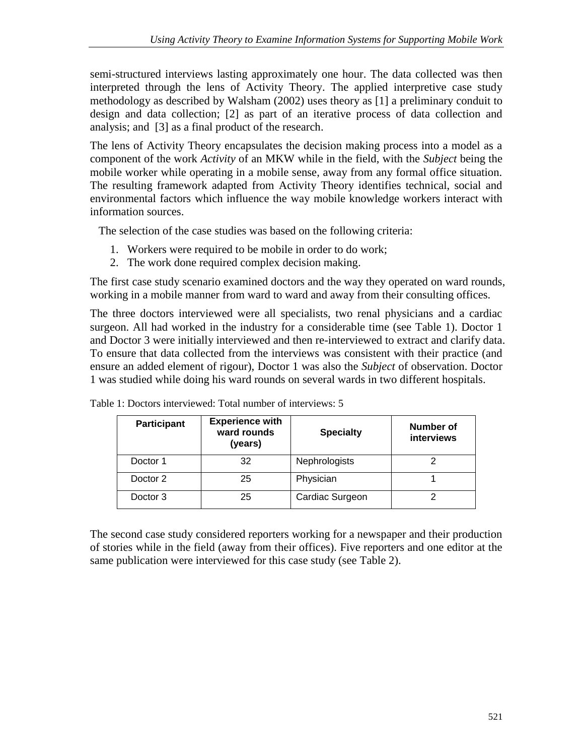semi-structured interviews lasting approximately one hour. The data collected was then interpreted through the lens of Activity Theory. The applied interpretive case study methodology as described by Walsham (2002) uses theory as [1] a preliminary conduit to design and data collection; [2] as part of an iterative process of data collection and analysis; and [3] as a final product of the research.

The lens of Activity Theory encapsulates the decision making process into a model as a component of the work *Activity* of an MKW while in the field, with the *Subject* being the mobile worker while operating in a mobile sense, away from any formal office situation. The resulting framework adapted from Activity Theory identifies technical, social and environmental factors which influence the way mobile knowledge workers interact with information sources.

The selection of the case studies was based on the following criteria:

1. Workers were required to be mobile in order to do work;
2. The work done required complex decision making.

The first case study scenario examined doctors and the way they operated on ward rounds, working in a mobile manner from ward to ward and away from their consulting offices.

The three doctors interviewed were all specialists, two renal physicians and a cardiac surgeon. All had worked in the industry for a considerable time (see Table 1). Doctor 1 and Doctor 3 were initially interviewed and then re-interviewed to extract and clarify data. To ensure that data collected from the interviews was consistent with their practice (and ensure an added element of rigour), Doctor 1 was also the *Subject* of observation. Doctor 1 was studied while doing his ward rounds on several wards in two different hospitals.

Table 1: Doctors interviewed: Total number of interviews: 5

| Participant | Experience with ward rounds (years) | Specialty | Number of interviews |
|---|---|---|---|
| Doctor 1 | 32 | Nephrologists | 2 |
| Doctor 2 | 25 | Physician | 1 |
| Doctor 3 | 25 | Cardiac Surgeon | 2 |

The second case study considered reporters working for a newspaper and their production of stories while in the field (away from their offices). Five reporters and one editor at the same publication were interviewed for this case study (see Table 2).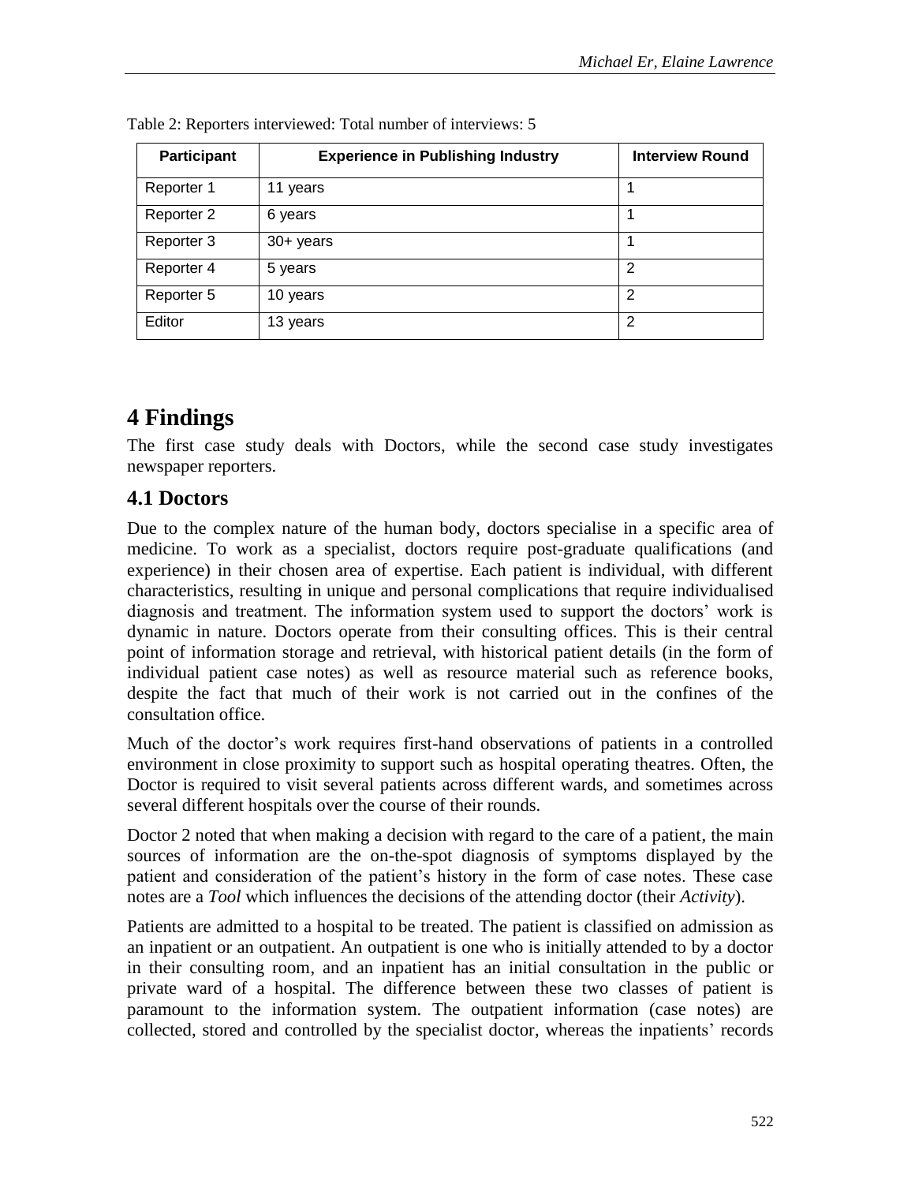Table 2: Reporters interviewed: Total number of interviews: 5

| Participant | Experience in Publishing Industry | Interview Round |
| --- | --- | --- |
| Reporter 1 | 11 years | 1 |
| Reporter 2 | 6 years | 1 |
| Reporter 3 | 30+ years | 1 |
| Reporter 4 | 5 years | 2 |
| Reporter 5 | 10 years | 2 |
| Editor | 13 years | 2 |

# 4 Findings

The first case study deals with Doctors, while the second case study investigates newspaper reporters.

## 4.1 Doctors

Due to the complex nature of the human body, doctors specialise in a specific area of medicine. To work as a specialist, doctors require post-graduate qualifications (and experience) in their chosen area of expertise. Each patient is individual, with different characteristics, resulting in unique and personal complications that require individualised diagnosis and treatment. The information system used to support the doctors' work is dynamic in nature. Doctors operate from their consulting offices. This is their central point of information storage and retrieval, with historical patient details (in the form of individual patient case notes) as well as resource material such as reference books, despite the fact that much of their work is not carried out in the confines of the consultation office.

Much of the doctor's work requires first-hand observations of patients in a controlled environment in close proximity to support such as hospital operating theatres. Often, the Doctor is required to visit several patients across different wards, and sometimes across several different hospitals over the course of their rounds.

Doctor 2 noted that when making a decision with regard to the care of a patient, the main sources of information are the on-the-spot diagnosis of symptoms displayed by the patient and consideration of the patient's history in the form of case notes. These case notes are a *Tool* which influences the decisions of the attending doctor (their *Activity*).

Patients are admitted to a hospital to be treated. The patient is classified on admission as an inpatient or an outpatient. An outpatient is one who is initially attended to by a doctor in their consulting room, and an inpatient has an initial consultation in the public or private ward of a hospital. The difference between these two classes of patient is paramount to the information system. The outpatient information (case notes) are collected, stored and controlled by the specialist doctor, whereas the inpatients' records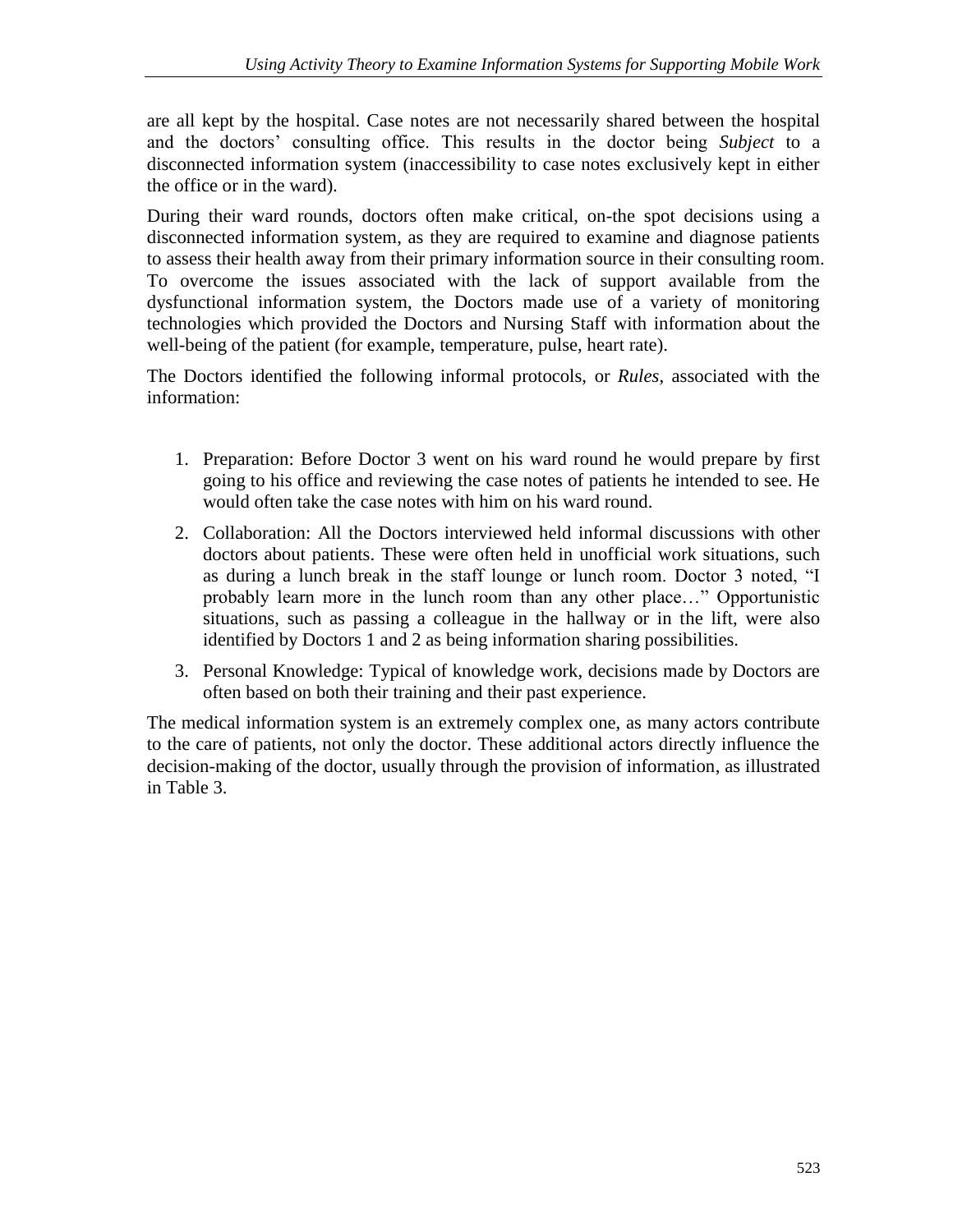are all kept by the hospital. Case notes are not necessarily shared between the hospital and the doctors' consulting office. This results in the doctor being *Subject* to a disconnected information system (inaccessibility to case notes exclusively kept in either the office or in the ward).

During their ward rounds, doctors often make critical, on-the spot decisions using a disconnected information system, as they are required to examine and diagnose patients to assess their health away from their primary information source in their consulting room. To overcome the issues associated with the lack of support available from the dysfunctional information system, the Doctors made use of a variety of monitoring technologies which provided the Doctors and Nursing Staff with information about the well-being of the patient (for example, temperature, pulse, heart rate).

The Doctors identified the following informal protocols, or *Rules*, associated with the information:

1. Preparation: Before Doctor 3 went on his ward round he would prepare by first going to his office and reviewing the case notes of patients he intended to see. He would often take the case notes with him on his ward round.
2. Collaboration: All the Doctors interviewed held informal discussions with other doctors about patients. These were often held in unofficial work situations, such as during a lunch break in the staff lounge or lunch room. Doctor 3 noted, "I probably learn more in the lunch room than any other place…" Opportunistic situations, such as passing a colleague in the hallway or in the lift, were also identified by Doctors 1 and 2 as being information sharing possibilities.
3. Personal Knowledge: Typical of knowledge work, decisions made by Doctors are often based on both their training and their past experience.

The medical information system is an extremely complex one, as many actors contribute to the care of patients, not only the doctor. These additional actors directly influence the decision-making of the doctor, usually through the provision of information, as illustrated in Table 3.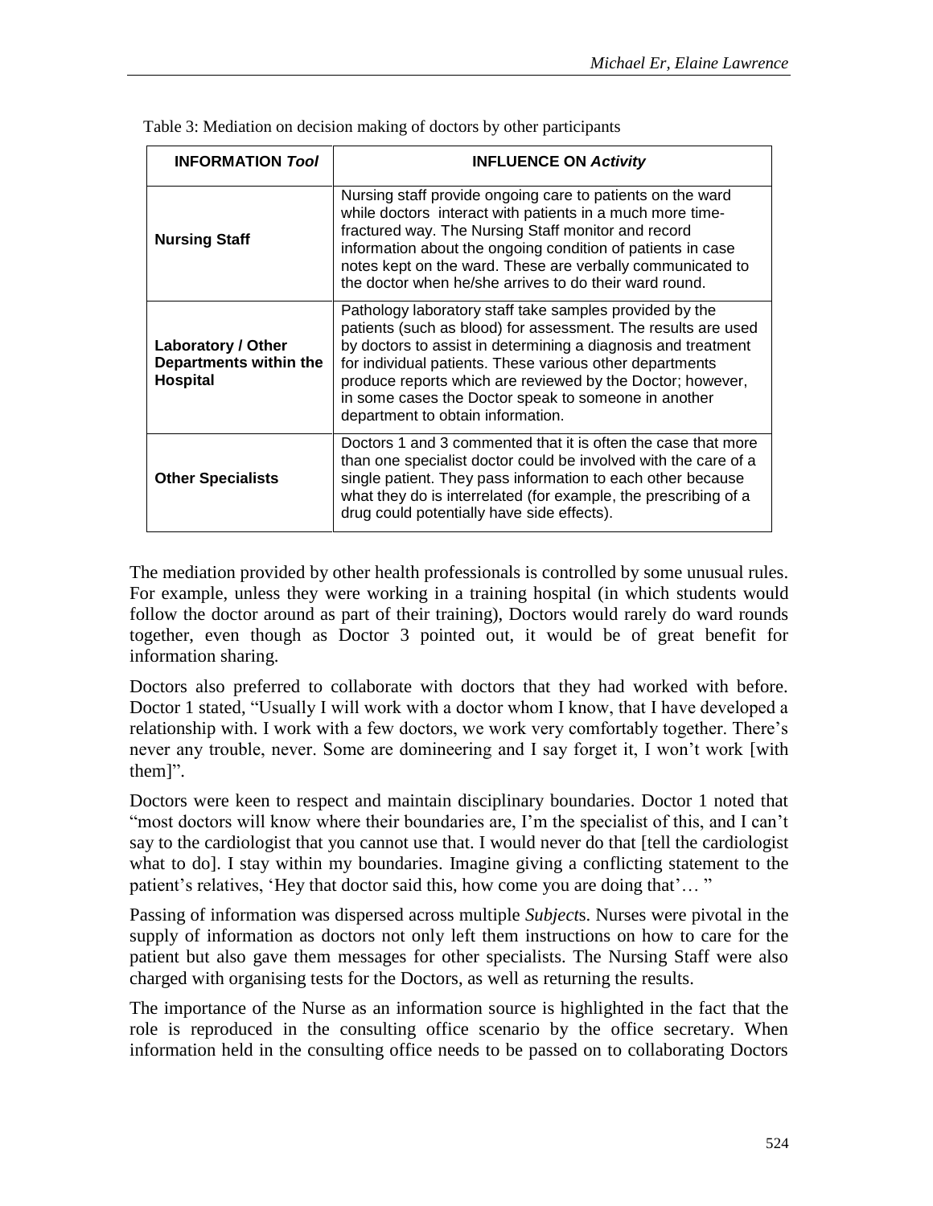Table 3: Mediation on decision making of doctors by other participants

| **INFORMATION *Tool*** | **INFLUENCE ON *Activity*** |
|---|---|
| **Nursing Staff** | Nursing staff provide ongoing care to patients on the ward while doctors interact with patients in a much more time-fractured way. The Nursing Staff monitor and record information about the ongoing condition of patients in case notes kept on the ward. These are verbally communicated to the doctor when he/she arrives to do their ward round. |
| **Laboratory / Other Departments within the Hospital** | Pathology laboratory staff take samples provided by the patients (such as blood) for assessment. The results are used by doctors to assist in determining a diagnosis and treatment for individual patients. These various other departments produce reports which are reviewed by the Doctor; however, in some cases the Doctor speak to someone in another department to obtain information. |
| **Other Specialists** | Doctors 1 and 3 commented that it is often the case that more than one specialist doctor could be involved with the care of a single patient. They pass information to each other because what they do is interrelated (for example, the prescribing of a drug could potentially have side effects). |

The mediation provided by other health professionals is controlled by some unusual rules. For example, unless they were working in a training hospital (in which students would follow the doctor around as part of their training), Doctors would rarely do ward rounds together, even though as Doctor 3 pointed out, it would be of great benefit for information sharing.

Doctors also preferred to collaborate with doctors that they had worked with before. Doctor 1 stated, "Usually I will work with a doctor whom I know, that I have developed a relationship with. I work with a few doctors, we work very comfortably together. There's never any trouble, never. Some are domineering and I say forget it, I won't work [with them]".

Doctors were keen to respect and maintain disciplinary boundaries. Doctor 1 noted that "most doctors will know where their boundaries are, I'm the specialist of this, and I can't say to the cardiologist that you cannot use that. I would never do that [tell the cardiologist what to do]. I stay within my boundaries. Imagine giving a conflicting statement to the patient's relatives, 'Hey that doctor said this, how come you are doing that'… "

Passing of information was dispersed across multiple *Subject*s. Nurses were pivotal in the supply of information as doctors not only left them instructions on how to care for the patient but also gave them messages for other specialists. The Nursing Staff were also charged with organising tests for the Doctors, as well as returning the results.

The importance of the Nurse as an information source is highlighted in the fact that the role is reproduced in the consulting office scenario by the office secretary. When information held in the consulting office needs to be passed on to collaborating Doctors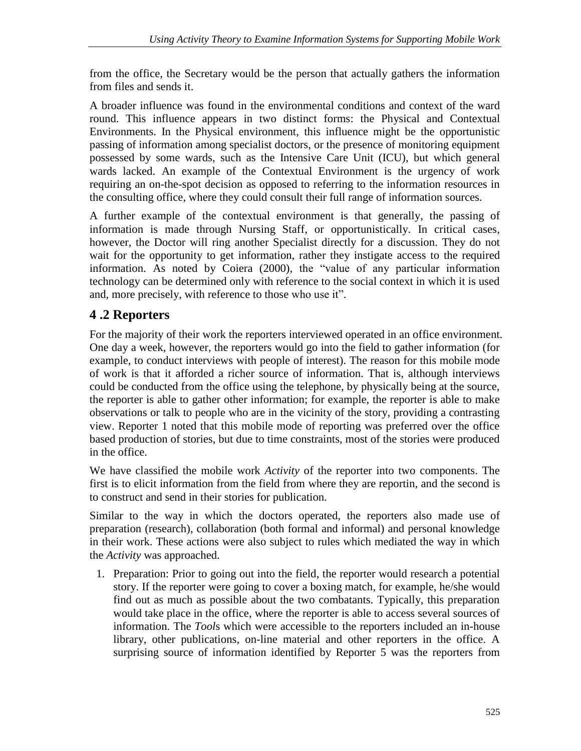from the office, the Secretary would be the person that actually gathers the information from files and sends it.

A broader influence was found in the environmental conditions and context of the ward round. This influence appears in two distinct forms: the Physical and Contextual Environments. In the Physical environment, this influence might be the opportunistic passing of information among specialist doctors, or the presence of monitoring equipment possessed by some wards, such as the Intensive Care Unit (ICU), but which general wards lacked. An example of the Contextual Environment is the urgency of work requiring an on-the-spot decision as opposed to referring to the information resources in the consulting office, where they could consult their full range of information sources.

A further example of the contextual environment is that generally, the passing of information is made through Nursing Staff, or opportunistically. In critical cases, however, the Doctor will ring another Specialist directly for a discussion. They do not wait for the opportunity to get information, rather they instigate access to the required information. As noted by Coiera (2000), the "value of any particular information technology can be determined only with reference to the social context in which it is used and, more precisely, with reference to those who use it".

## 4 .2 Reporters

For the majority of their work the reporters interviewed operated in an office environment. One day a week, however, the reporters would go into the field to gather information (for example, to conduct interviews with people of interest). The reason for this mobile mode of work is that it afforded a richer source of information. That is, although interviews could be conducted from the office using the telephone, by physically being at the source, the reporter is able to gather other information; for example, the reporter is able to make observations or talk to people who are in the vicinity of the story, providing a contrasting view. Reporter 1 noted that this mobile mode of reporting was preferred over the office based production of stories, but due to time constraints, most of the stories were produced in the office.

We have classified the mobile work *Activity* of the reporter into two components. The first is to elicit information from the field from where they are reportin, and the second is to construct and send in their stories for publication.

Similar to the way in which the doctors operated, the reporters also made use of preparation (research), collaboration (both formal and informal) and personal knowledge in their work. These actions were also subject to rules which mediated the way in which the *Activity* was approached.

1. Preparation: Prior to going out into the field, the reporter would research a potential story. If the reporter were going to cover a boxing match, for example, he/she would find out as much as possible about the two combatants. Typically, this preparation would take place in the office, where the reporter is able to access several sources of information. The *Tools* which were accessible to the reporters included an in-house library, other publications, on-line material and other reporters in the office. A surprising source of information identified by Reporter 5 was the reporters from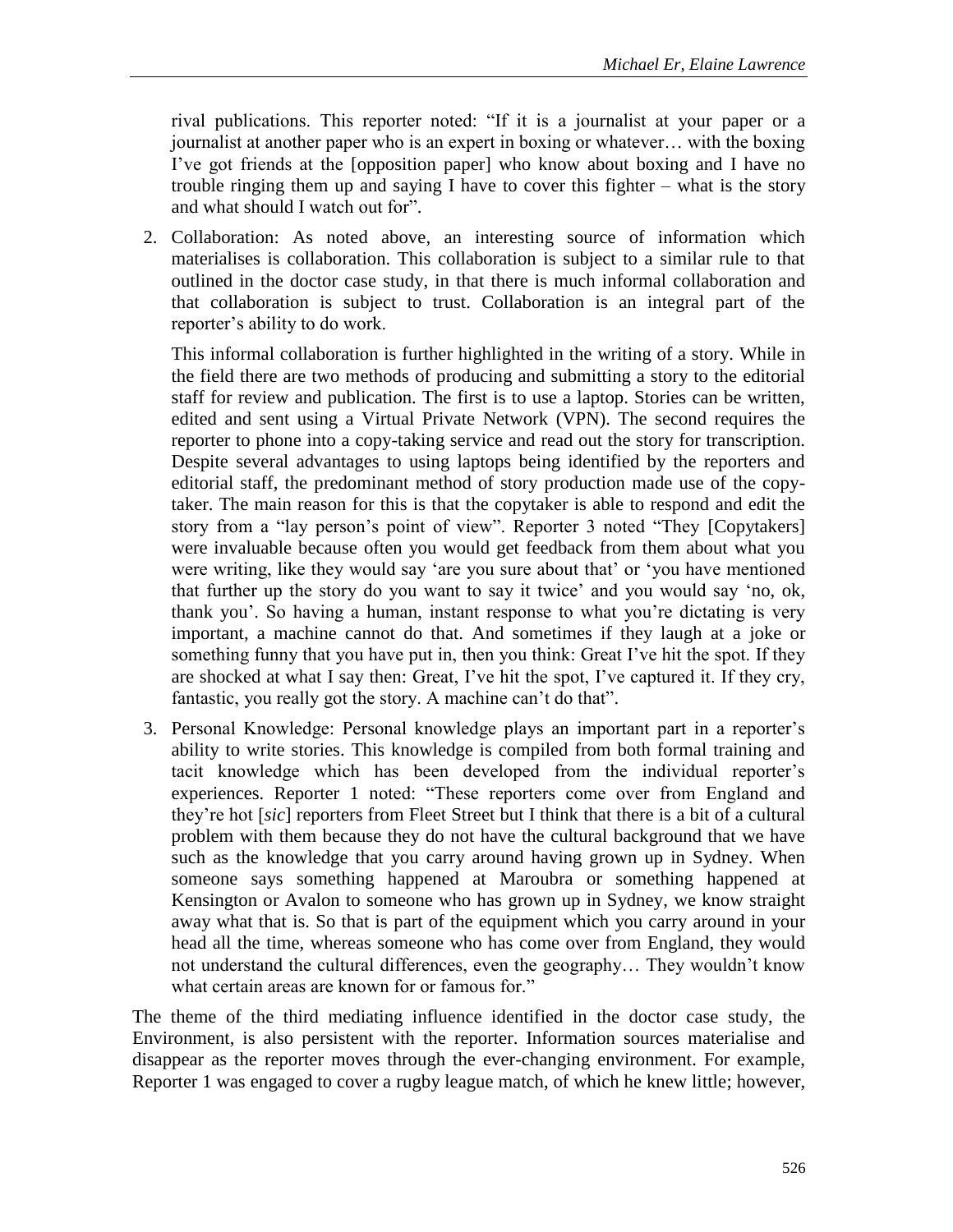rival publications. This reporter noted: "If it is a journalist at your paper or a journalist at another paper who is an expert in boxing or whatever… with the boxing I've got friends at the [opposition paper] who know about boxing and I have no trouble ringing them up and saying I have to cover this fighter – what is the story and what should I watch out for".

2. Collaboration: As noted above, an interesting source of information which materialises is collaboration. This collaboration is subject to a similar rule to that outlined in the doctor case study, in that there is much informal collaboration and that collaboration is subject to trust. Collaboration is an integral part of the reporter's ability to do work.

   This informal collaboration is further highlighted in the writing of a story. While in the field there are two methods of producing and submitting a story to the editorial staff for review and publication. The first is to use a laptop. Stories can be written, edited and sent using a Virtual Private Network (VPN). The second requires the reporter to phone into a copy-taking service and read out the story for transcription. Despite several advantages to using laptops being identified by the reporters and editorial staff, the predominant method of story production made use of the copy-taker. The main reason for this is that the copytaker is able to respond and edit the story from a "lay person's point of view". Reporter 3 noted "They [Copytakers] were invaluable because often you would get feedback from them about what you were writing, like they would say 'are you sure about that' or 'you have mentioned that further up the story do you want to say it twice' and you would say 'no, ok, thank you'. So having a human, instant response to what you're dictating is very important, a machine cannot do that. And sometimes if they laugh at a joke or something funny that you have put in, then you think: Great I've hit the spot. If they are shocked at what I say then: Great, I've hit the spot, I've captured it. If they cry, fantastic, you really got the story. A machine can't do that".

3. Personal Knowledge: Personal knowledge plays an important part in a reporter's ability to write stories. This knowledge is compiled from both formal training and tacit knowledge which has been developed from the individual reporter's experiences. Reporter 1 noted: "These reporters come over from England and they're hot [*sic*] reporters from Fleet Street but I think that there is a bit of a cultural problem with them because they do not have the cultural background that we have such as the knowledge that you carry around having grown up in Sydney. When someone says something happened at Maroubra or something happened at Kensington or Avalon to someone who has grown up in Sydney, we know straight away what that is. So that is part of the equipment which you carry around in your head all the time, whereas someone who has come over from England, they would not understand the cultural differences, even the geography… They wouldn't know what certain areas are known for or famous for."

The theme of the third mediating influence identified in the doctor case study, the Environment, is also persistent with the reporter. Information sources materialise and disappear as the reporter moves through the ever-changing environment. For example, Reporter 1 was engaged to cover a rugby league match, of which he knew little; however,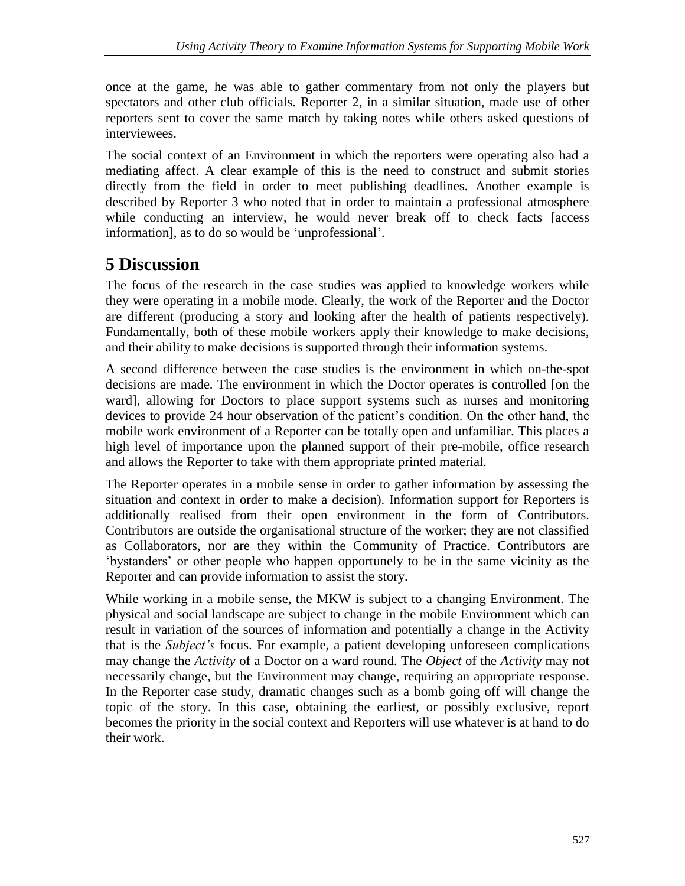once at the game, he was able to gather commentary from not only the players but spectators and other club officials. Reporter 2, in a similar situation, made use of other reporters sent to cover the same match by taking notes while others asked questions of interviewees.

The social context of an Environment in which the reporters were operating also had a mediating affect. A clear example of this is the need to construct and submit stories directly from the field in order to meet publishing deadlines. Another example is described by Reporter 3 who noted that in order to maintain a professional atmosphere while conducting an interview, he would never break off to check facts [access information], as to do so would be 'unprofessional'.

# 5 Discussion

The focus of the research in the case studies was applied to knowledge workers while they were operating in a mobile mode. Clearly, the work of the Reporter and the Doctor are different (producing a story and looking after the health of patients respectively). Fundamentally, both of these mobile workers apply their knowledge to make decisions, and their ability to make decisions is supported through their information systems.

A second difference between the case studies is the environment in which on-the-spot decisions are made. The environment in which the Doctor operates is controlled [on the ward], allowing for Doctors to place support systems such as nurses and monitoring devices to provide 24 hour observation of the patient's condition. On the other hand, the mobile work environment of a Reporter can be totally open and unfamiliar. This places a high level of importance upon the planned support of their pre-mobile, office research and allows the Reporter to take with them appropriate printed material.

The Reporter operates in a mobile sense in order to gather information by assessing the situation and context in order to make a decision). Information support for Reporters is additionally realised from their open environment in the form of Contributors. Contributors are outside the organisational structure of the worker; they are not classified as Collaborators, nor are they within the Community of Practice. Contributors are 'bystanders' or other people who happen opportunely to be in the same vicinity as the Reporter and can provide information to assist the story.

While working in a mobile sense, the MKW is subject to a changing Environment. The physical and social landscape are subject to change in the mobile Environment which can result in variation of the sources of information and potentially a change in the Activity that is the *Subject's* focus. For example, a patient developing unforeseen complications may change the *Activity* of a Doctor on a ward round. The *Object* of the *Activity* may not necessarily change, but the Environment may change, requiring an appropriate response. In the Reporter case study, dramatic changes such as a bomb going off will change the topic of the story. In this case, obtaining the earliest, or possibly exclusive, report becomes the priority in the social context and Reporters will use whatever is at hand to do their work.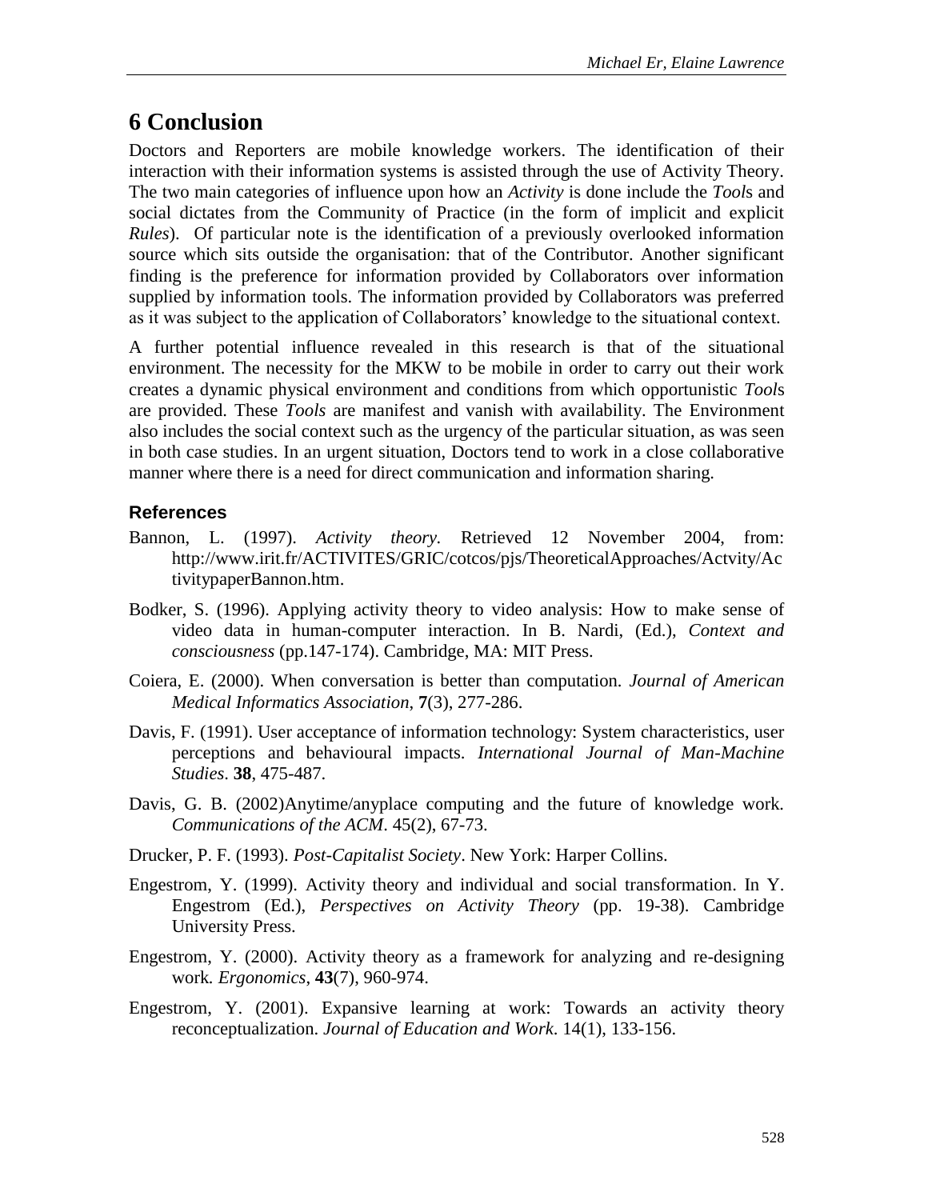# 6 Conclusion

Doctors and Reporters are mobile knowledge workers. The identification of their interaction with their information systems is assisted through the use of Activity Theory. The two main categories of influence upon how an *Activity* is done include the *Tool*s and social dictates from the Community of Practice (in the form of implicit and explicit *Rules*). Of particular note is the identification of a previously overlooked information source which sits outside the organisation: that of the Contributor. Another significant finding is the preference for information provided by Collaborators over information supplied by information tools. The information provided by Collaborators was preferred as it was subject to the application of Collaborators' knowledge to the situational context.

A further potential influence revealed in this research is that of the situational environment. The necessity for the MKW to be mobile in order to carry out their work creates a dynamic physical environment and conditions from which opportunistic *Tool*s are provided. These *Tools* are manifest and vanish with availability. The Environment also includes the social context such as the urgency of the particular situation, as was seen in both case studies. In an urgent situation, Doctors tend to work in a close collaborative manner where there is a need for direct communication and information sharing.

### References

Bannon, L. (1997). *Activity theory.* Retrieved 12 November 2004, from: http://www.irit.fr/ACTIVITES/GRIC/cotcos/pjs/TheoreticalApproaches/Actvity/ActivitypaperBannon.htm.

Bodker, S. (1996). Applying activity theory to video analysis: How to make sense of video data in human-computer interaction. In B. Nardi, (Ed.), *Context and consciousness* (pp.147-174). Cambridge, MA: MIT Press.

Coiera, E. (2000). When conversation is better than computation. *Journal of American Medical Informatics Association*, **7**(3), 277-286.

Davis, F. (1991). User acceptance of information technology: System characteristics, user perceptions and behavioural impacts. *International Journal of Man-Machine Studies*. **38**, 475-487.

Davis, G. B. (2002)Anytime/anyplace computing and the future of knowledge work. *Communications of the ACM*. 45(2), 67-73.

Drucker, P. F. (1993). *Post-Capitalist Society*. New York: Harper Collins.

Engestrom, Y. (1999). Activity theory and individual and social transformation. In Y. Engestrom (Ed.), *Perspectives on Activity Theory* (pp. 19-38). Cambridge University Press.

Engestrom, Y. (2000). Activity theory as a framework for analyzing and re-designing work. *Ergonomics*, **43**(7), 960-974.

Engestrom, Y. (2001). Expansive learning at work: Towards an activity theory reconceptualization. *Journal of Education and Work*. 14(1), 133-156.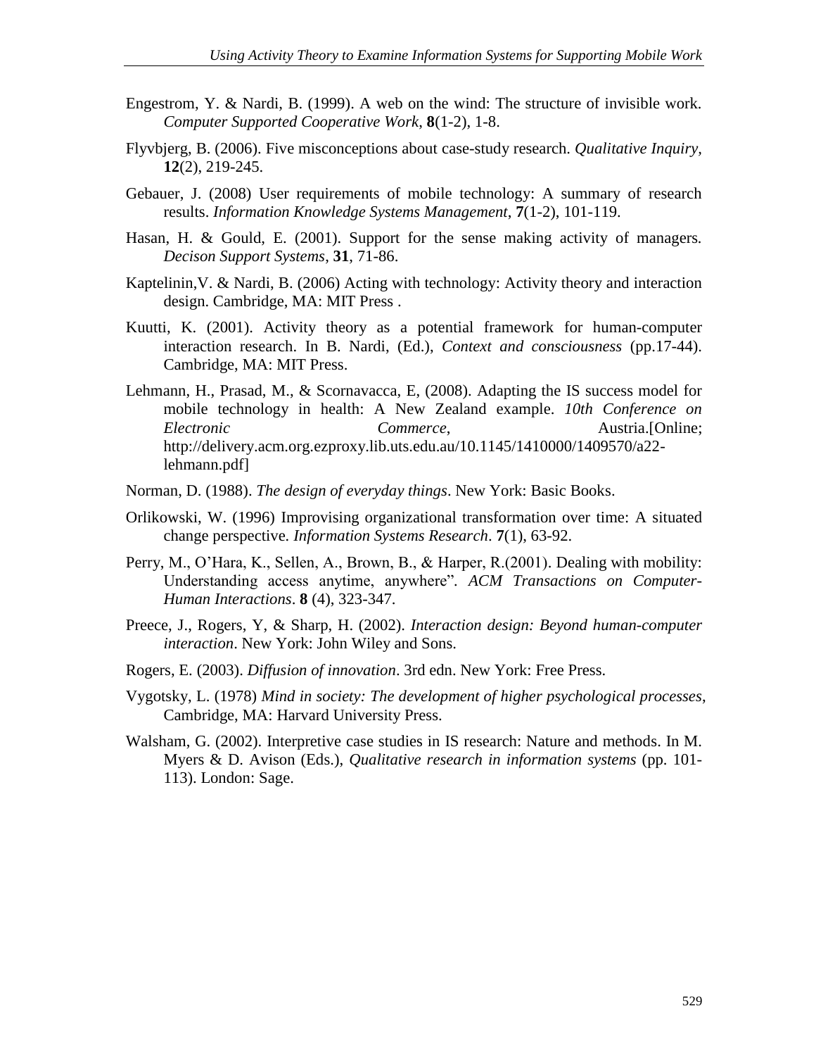Engestrom, Y. & Nardi, B. (1999). A web on the wind: The structure of invisible work. *Computer Supported Cooperative Work*, **8**(1-2), 1-8.

Flyvbjerg, B. (2006). Five misconceptions about case-study research. *Qualitative Inquiry,* **12**(2), 219-245.

Gebauer, J. (2008) User requirements of mobile technology: A summary of research results. *Information Knowledge Systems Management*, **7**(1-2), 101-119.

Hasan, H. & Gould, E. (2001). Support for the sense making activity of managers. *Decison Support Systems*, **31**, 71-86.

Kaptelinin,V. & Nardi, B. (2006) Acting with technology: Activity theory and interaction design. Cambridge, MA: MIT Press .

Kuutti, K. (2001). Activity theory as a potential framework for human-computer interaction research. In B. Nardi, (Ed.), *Context and consciousness* (pp.17-44). Cambridge, MA: MIT Press.

Lehmann, H., Prasad, M., & Scornavacca, E, (2008). Adapting the IS success model for mobile technology in health: A New Zealand example. *10th Conference on Electronic Commerce*, Austria.[Online; http://delivery.acm.org.ezproxy.lib.uts.edu.au/10.1145/1410000/1409570/a22-lehmann.pdf]

Norman, D. (1988). *The design of everyday things*. New York: Basic Books.

Orlikowski, W. (1996) Improvising organizational transformation over time: A situated change perspective. *Information Systems Research*. **7**(1), 63-92.

Perry, M., O'Hara, K., Sellen, A., Brown, B., & Harper, R.(2001). Dealing with mobility: Understanding access anytime, anywhere". *ACM Transactions on Computer-Human Interactions*. **8** (4), 323-347.

Preece, J., Rogers, Y, & Sharp, H. (2002). *Interaction design: Beyond human-computer interaction*. New York: John Wiley and Sons.

Rogers, E. (2003). *Diffusion of innovation*. 3rd edn. New York: Free Press.

Vygotsky, L. (1978) *Mind in society: The development of higher psychological processes*, Cambridge, MA: Harvard University Press.

Walsham, G. (2002). Interpretive case studies in IS research: Nature and methods. In M. Myers & D. Avison (Eds.), *Qualitative research in information systems* (pp. 101-113). London: Sage.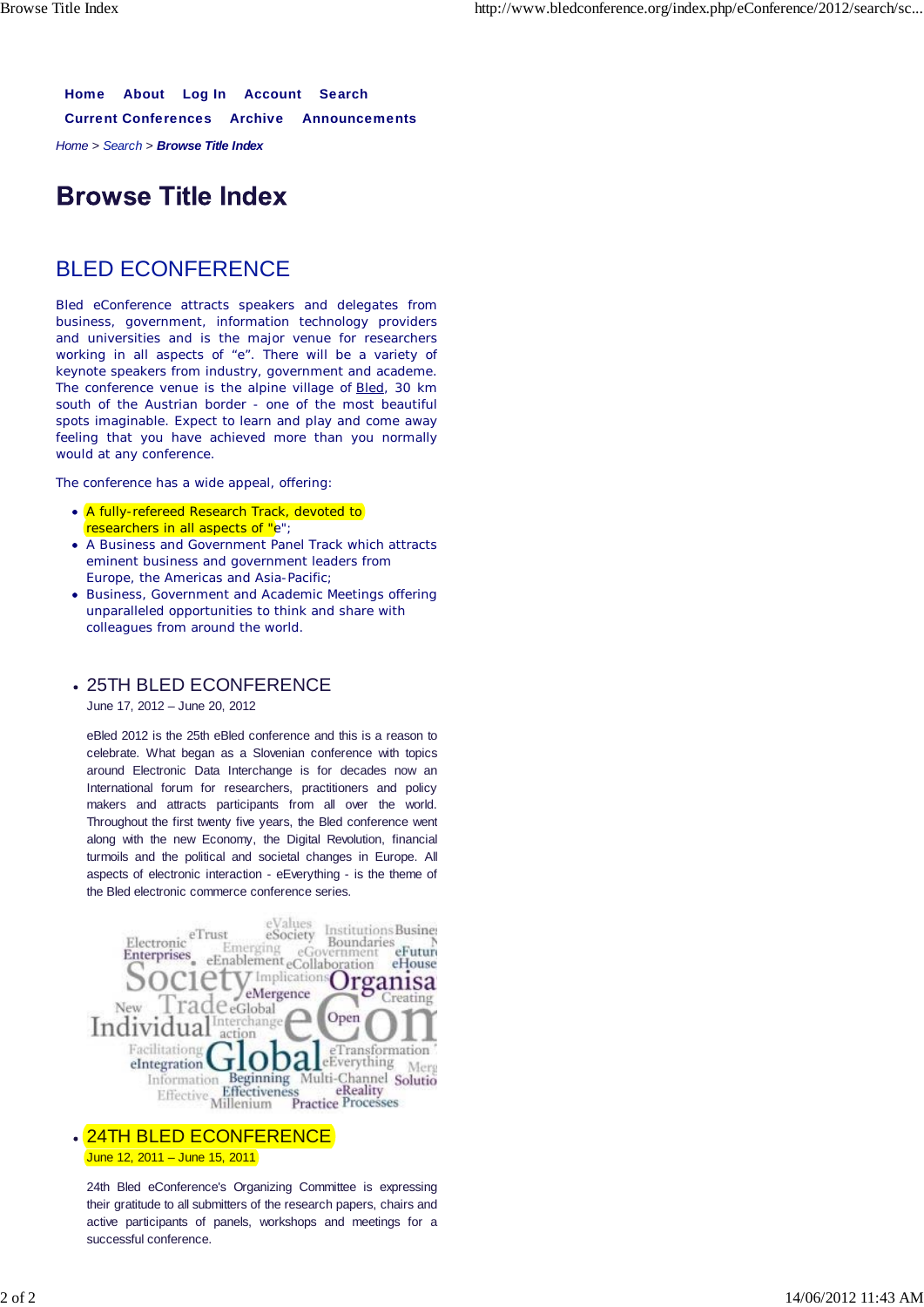Home About Log In Account Search
Current Conferences Archive Announcements

*Home > Search > **Browse Title Index***

# Browse Title Index

## BLED ECONFERENCE

Bled eConference attracts speakers and delegates from business, government, information technology providers and universities and is the major venue for researchers working in all aspects of “e”. There will be a variety of keynote speakers from industry, government and academe. The conference venue is the alpine village of Bled, 30 km south of the Austrian border - one of the most beautiful spots imaginable. Expect to learn and play and come away feeling that you have achieved more than you normally would at any conference.

The conference has a wide appeal, offering:

- A fully-refereed Research Track, devoted to researchers in all aspects of "e";
- A Business and Government Panel Track which attracts eminent business and government leaders from Europe, the Americas and Asia-Pacific;
- Business, Government and Academic Meetings offering unparalleled opportunities to think and share with colleagues from around the world.

- ### 25TH BLED ECONFERENCE

  June 17, 2012 – June 20, 2012

  eBled 2012 is the 25th eBled conference and this is a reason to celebrate. What began as a Slovenian conference with topics around Electronic Data Interchange is for decades now an International forum for researchers, practitioners and policy makers and attracts participants from all over the world. Throughout the first twenty five years, the Bled conference went along with the new Economy, the Digital Revolution, financial turmoils and the political and societal changes in Europe. All aspects of electronic interaction - eEverything - is the theme of the Bled electronic commerce conference series.

  eValues eSociety Institutions Business Electronic eTrust Boundaries Enterprises Emerging eGovernment eFuture eEnablement eCollaboration eHouse Society Implications Organisa eMergence Creating New Trade eGlobal Individual Interchange action eCon Open Facilitationg eTransformation eIntegration Global eEverything Merg Information Beginning Multi-Channel Solutio Effective Effectiveness eReality Millenium Practice Processes

- ### 24TH BLED ECONFERENCE

  June 12, 2011 – June 15, 2011

  24th Bled eConference's Organizing Committee is expressing their gratitude to all submitters of the research papers, chairs and active participants of panels, workshops and meetings for a successful conference.